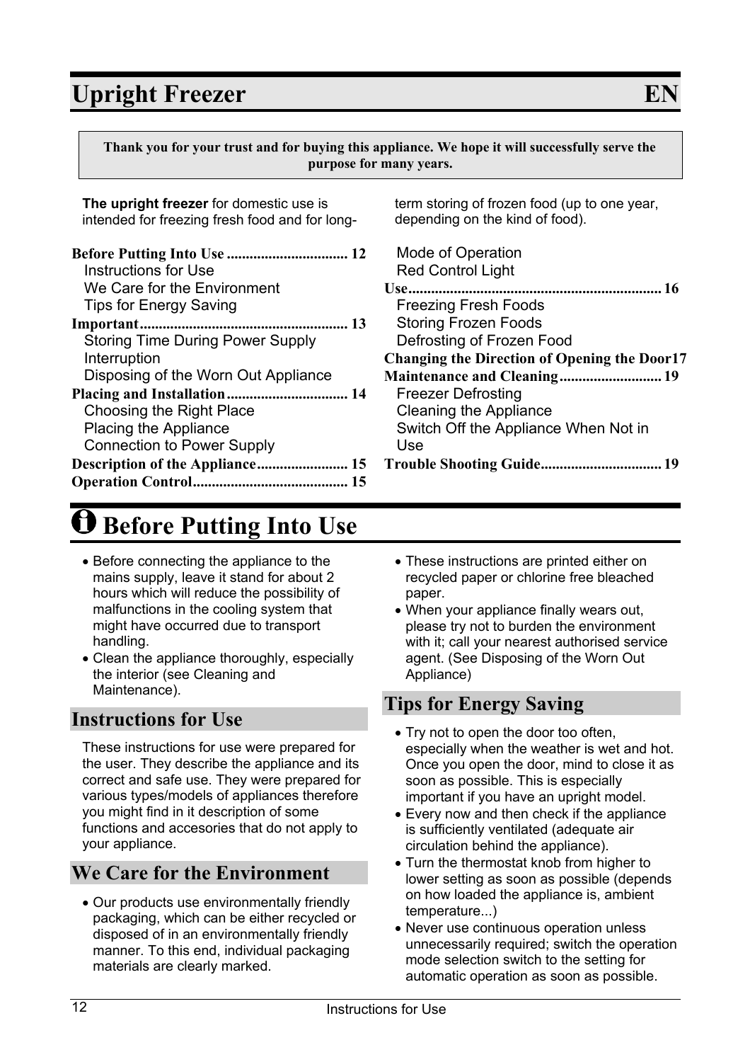# Upright Freezer EN

**Thank you for your trust and for buying this appliance. We hope it will successfully serve the purpose for many years.**

**The upright freezer** for domestic use is intended for freezing fresh food and for long-term storing of frozen food (up to one year, depending on the kind of food).

**Before Putting Into Use** ................................ 12
- Instructions for Use
- We Care for the Environment
- Tips for Energy Saving

**Important** ....................................................... 13
- Storing Time During Power Supply Interruption
- Disposing of the Worn Out Appliance

**Placing and Installation** ................................ 14
- Choosing the Right Place
- Placing the Appliance
- Connection to Power Supply

**Description of the Appliance** ........................ 15

**Operation Control** ......................................... 15
- Mode of Operation
- Red Control Light

**Use** .................................................................. 16
- Freezing Fresh Foods
- Storing Frozen Foods
- Defrosting of Frozen Food

**Changing the Direction of Opening the Door** 17

**Maintenance and Cleaning** ........................... 19
- Freezer Defrosting
- Cleaning the Appliance
- Switch Off the Appliance When Not in Use

**Trouble Shooting Guide** ................................ 19

# Before Putting Into Use

- Before connecting the appliance to the mains supply, leave it stand for about 2 hours which will reduce the possibility of malfunctions in the cooling system that might have occurred due to transport handling.
- Clean the appliance thoroughly, especially the interior (see Cleaning and Maintenance).

## Instructions for Use

These instructions for use were prepared for the user. They describe the appliance and its correct and safe use. They were prepared for various types/models of appliances therefore you might find in it description of some functions and accesories that do not apply to your appliance.

## We Care for the Environment

- Our products use environmentally friendly packaging, which can be either recycled or disposed of in an environmentally friendly manner. To this end, individual packaging materials are clearly marked.
- These instructions are printed either on recycled paper or chlorine free bleached paper.
- When your appliance finally wears out, please try not to burden the environment with it; call your nearest authorised service agent. (See Disposing of the Worn Out Appliance)

## Tips for Energy Saving

- Try not to open the door too often, especially when the weather is wet and hot. Once you open the door, mind to close it as soon as possible. This is especially important if you have an upright model.
- Every now and then check if the appliance is sufficiently ventilated (adequate air circulation behind the appliance).
- Turn the thermostat knob from higher to lower setting as soon as possible (depends on how loaded the appliance is, ambient temperature...)
- Never use continuous operation unless unnecessarily required; switch the operation mode selection switch to the setting for automatic operation as soon as possible.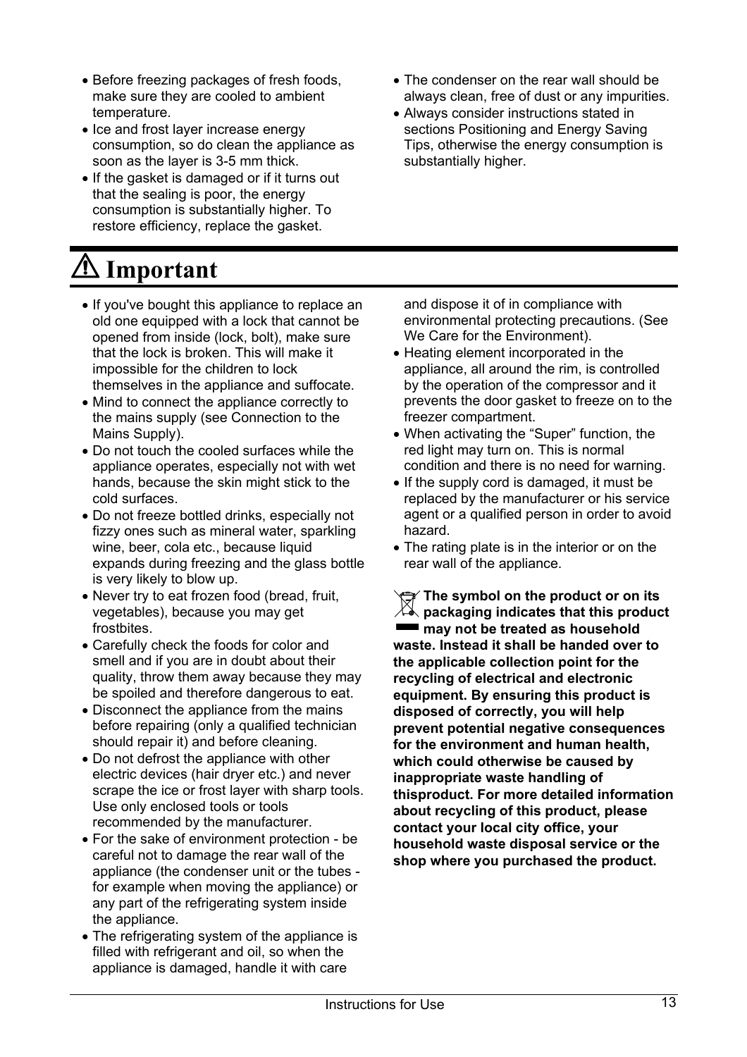- Before freezing packages of fresh foods, make sure they are cooled to ambient temperature.
- Ice and frost layer increase energy consumption, so do clean the appliance as soon as the layer is 3-5 mm thick.
- If the gasket is damaged or if it turns out that the sealing is poor, the energy consumption is substantially higher. To restore efficiency, replace the gasket.
- The condenser on the rear wall should be always clean, free of dust or any impurities.
- Always consider instructions stated in sections Positioning and Energy Saving Tips, otherwise the energy consumption is substantially higher.

# ⚠ Important

- If you've bought this appliance to replace an old one equipped with a lock that cannot be opened from inside (lock, bolt), make sure that the lock is broken. This will make it impossible for the children to lock themselves in the appliance and suffocate.
- Mind to connect the appliance correctly to the mains supply (see Connection to the Mains Supply).
- Do not touch the cooled surfaces while the appliance operates, especially not with wet hands, because the skin might stick to the cold surfaces.
- Do not freeze bottled drinks, especially not fizzy ones such as mineral water, sparkling wine, beer, cola etc., because liquid expands during freezing and the glass bottle is very likely to blow up.
- Never try to eat frozen food (bread, fruit, vegetables), because you may get frostbites.
- Carefully check the foods for color and smell and if you are in doubt about their quality, throw them away because they may be spoiled and therefore dangerous to eat.
- Disconnect the appliance from the mains before repairing (only a qualified technician should repair it) and before cleaning.
- Do not defrost the appliance with other electric devices (hair dryer etc.) and never scrape the ice or frost layer with sharp tools. Use only enclosed tools or tools recommended by the manufacturer.
- For the sake of environment protection - be careful not to damage the rear wall of the appliance (the condenser unit or the tubes - for example when moving the appliance) or any part of the refrigerating system inside the appliance.
- The refrigerating system of the appliance is filled with refrigerant and oil, so when the appliance is damaged, handle it with care and dispose it of in compliance with environmental protecting precautions. (See We Care for the Environment).
- Heating element incorporated in the appliance, all around the rim, is controlled by the operation of the compressor and it prevents the door gasket to freeze on to the freezer compartment.
- When activating the “Super” function, the red light may turn on. This is normal condition and there is no need for warning.
- If the supply cord is damaged, it must be replaced by the manufacturer or his service agent or a qualified person in order to avoid hazard.
- The rating plate is in the interior or on the rear wall of the appliance.

**The symbol on the product or on its packaging indicates that this product may not be treated as household waste. Instead it shall be handed over to the applicable collection point for the recycling of electrical and electronic equipment. By ensuring this product is disposed of correctly, you will help prevent potential negative consequences for the environment and human health, which could otherwise be caused by inappropriate waste handling of thisproduct. For more detailed information about recycling of this product, please contact your local city office, your household waste disposal service or the shop where you purchased the product.**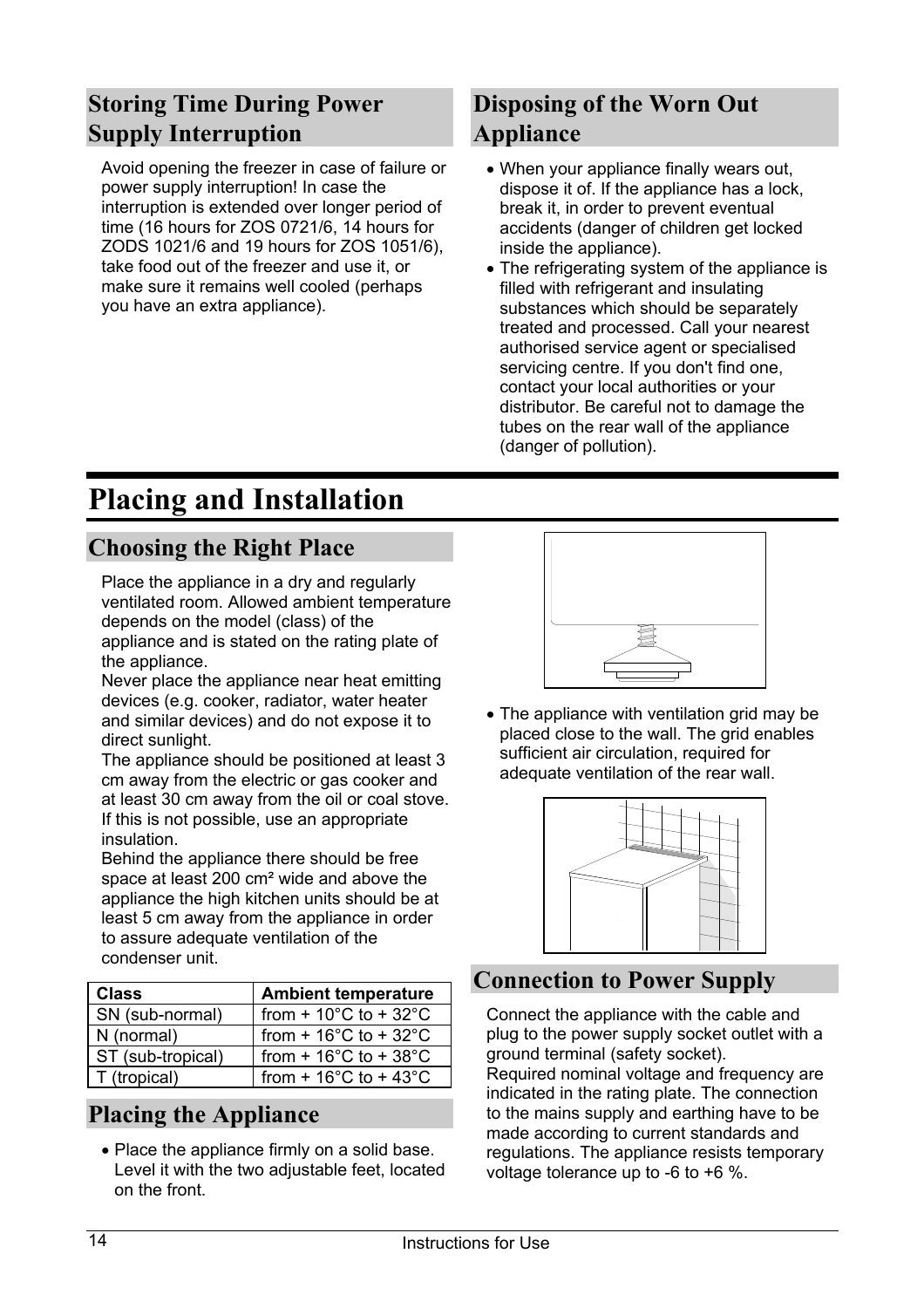## Storing Time During Power Supply Interruption

Avoid opening the freezer in case of failure or power supply interruption! In case the interruption is extended over longer period of time (16 hours for ZOS 0721/6, 14 hours for ZODS 1021/6 and 19 hours for ZOS 1051/6), take food out of the freezer and use it, or make sure it remains well cooled (perhaps you have an extra appliance).

## Disposing of the Worn Out Appliance

- When your appliance finally wears out, dispose it of. If the appliance has a lock, break it, in order to prevent eventual accidents (danger of children get locked inside the appliance).
- The refrigerating system of the appliance is filled with refrigerant and insulating substances which should be separately treated and processed. Call your nearest authorised service agent or specialised servicing centre. If you don't find one, contact your local authorities or your distributor. Be careful not to damage the tubes on the rear wall of the appliance (danger of pollution).

# Placing and Installation

## Choosing the Right Place

Place the appliance in a dry and regularly ventilated room. Allowed ambient temperature depends on the model (class) of the appliance and is stated on the rating plate of the appliance.

Never place the appliance near heat emitting devices (e.g. cooker, radiator, water heater and similar devices) and do not expose it to direct sunlight.

The appliance should be positioned at least 3 cm away from the electric or gas cooker and at least 30 cm away from the oil or coal stove. If this is not possible, use an appropriate insulation.

Behind the appliance there should be free space at least 200 cm² wide and above the appliance the high kitchen units should be at least 5 cm away from the appliance in order to assure adequate ventilation of the condenser unit.

| Class | Ambient temperature |
|---|---|
| SN (sub-normal) | from + 10°C to + 32°C |
| N (normal) | from + 16°C to + 32°C |
| ST (sub-tropical) | from + 16°C to + 38°C |
| T (tropical) | from + 16°C to + 43°C |

## Placing the Appliance

- Place the appliance firmly on a solid base. Level it with the two adjustable feet, located on the front.
- The appliance with ventilation grid may be placed close to the wall. The grid enables sufficient air circulation, required for adequate ventilation of the rear wall.

## Connection to Power Supply

Connect the appliance with the cable and plug to the power supply socket outlet with a ground terminal (safety socket).

Required nominal voltage and frequency are indicated in the rating plate. The connection to the mains supply and earthing have to be made according to current standards and regulations. The appliance resists temporary voltage tolerance up to -6 to +6 %.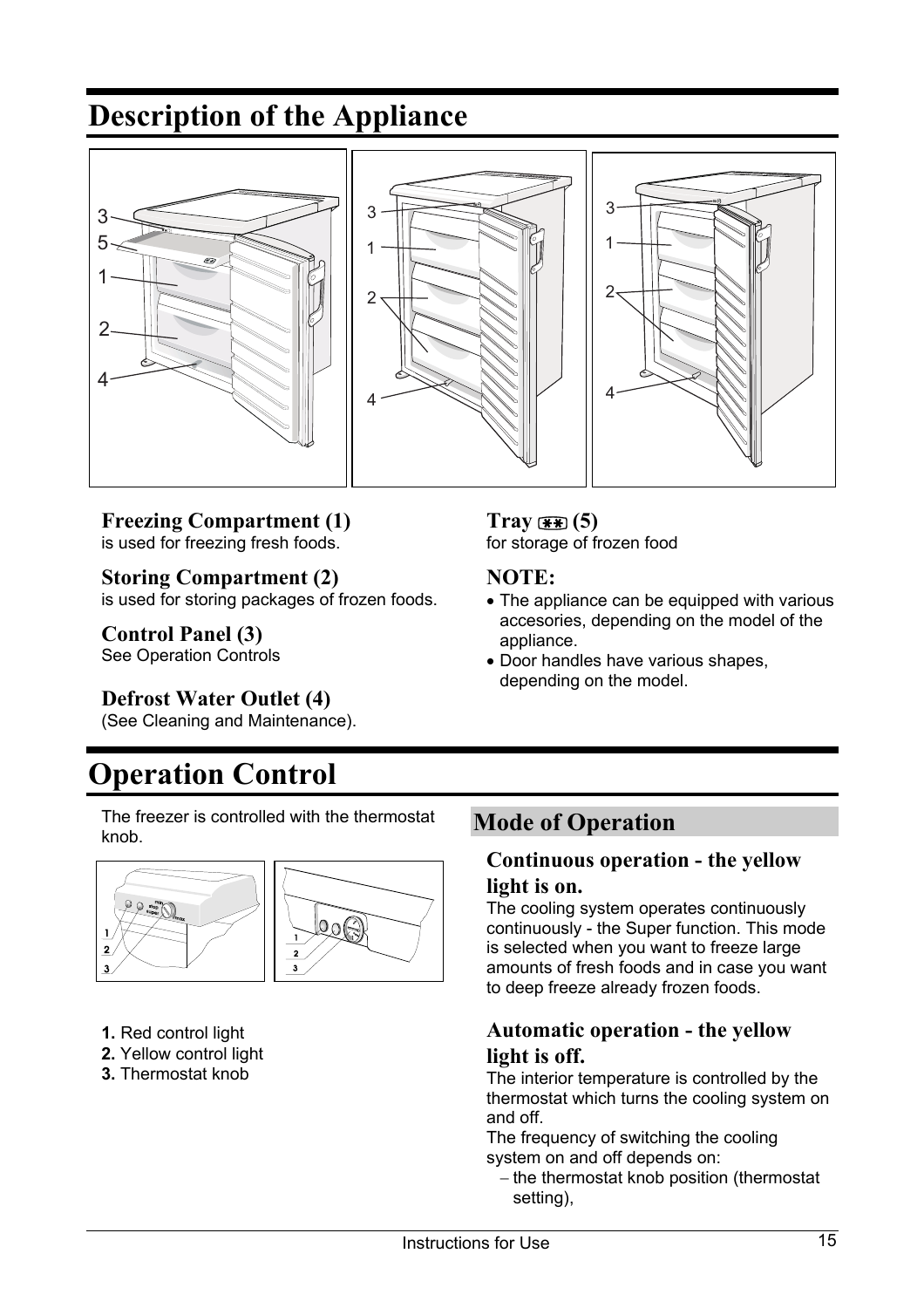# Description of the Appliance

**Freezing Compartment (1)**
is used for freezing fresh foods.

**Storing Compartment (2)**
is used for storing packages of frozen foods.

**Control Panel (3)**
See Operation Controls

**Defrost Water Outlet (4)**
(See Cleaning and Maintenance).

**Tray ** (5)**
for storage of frozen food

**NOTE:**

- The appliance can be equipped with various accesories, depending on the model of the appliance.
- Door handles have various shapes, depending on the model.

# Operation Control

The freezer is controlled with the thermostat knob.

**1.** Red control light
**2.** Yellow control light
**3.** Thermostat knob

## Mode of Operation

### Continuous operation - the yellow light is on.

The cooling system operates continuously continuously - the Super function. This mode is selected when you want to freeze large amounts of fresh foods and in case you want to deep freeze already frozen foods.

### Automatic operation - the yellow light is off.

The interior temperature is controlled by the thermostat which turns the cooling system on and off.
The frequency of switching the cooling system on and off depends on:

- the thermostat knob position (thermostat setting),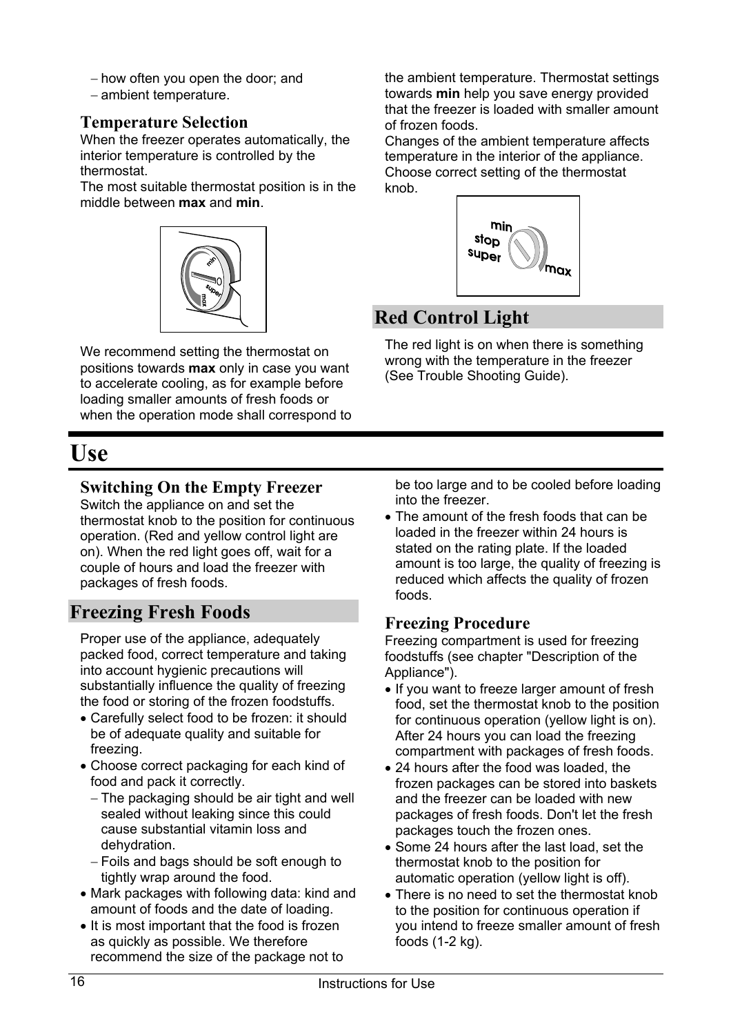– how often you open the door; and
– ambient temperature.

### Temperature Selection

When the freezer operates automatically, the interior temperature is controlled by the thermostat.
The most suitable thermostat position is in the middle between **max** and **min**.

We recommend setting the thermostat on positions towards **max** only in case you want to accelerate cooling, as for example before loading smaller amounts of fresh foods or when the operation mode shall correspond to the ambient temperature. Thermostat settings towards **min** help you save energy provided that the freezer is loaded with smaller amount of frozen foods.
Changes of the ambient temperature affects temperature in the interior of the appliance. Choose correct setting of the thermostat knob.

## Red Control Light

The red light is on when there is something wrong with the temperature in the freezer (See Trouble Shooting Guide).

# Use

### Switching On the Empty Freezer

Switch the appliance on and set the thermostat knob to the position for continuous operation. (Red and yellow control light are on). When the red light goes off, wait for a couple of hours and load the freezer with packages of fresh foods.

## Freezing Fresh Foods

Proper use of the appliance, adequately packed food, correct temperature and taking into account hygienic precautions will substantially influence the quality of freezing the food or storing of the frozen foodstuffs.

- Carefully select food to be frozen: it should be of adequate quality and suitable for freezing.
- Choose correct packaging for each kind of food and pack it correctly.
  - The packaging should be air tight and well sealed without leaking since this could cause substantial vitamin loss and dehydration.
  - Foils and bags should be soft enough to tightly wrap around the food.
- Mark packages with following data: kind and amount of foods and the date of loading.
- It is most important that the food is frozen as quickly as possible. We therefore recommend the size of the package not to be too large and to be cooled before loading into the freezer.
- The amount of the fresh foods that can be loaded in the freezer within 24 hours is stated on the rating plate. If the loaded amount is too large, the quality of freezing is reduced which affects the quality of frozen foods.

### Freezing Procedure

Freezing compartment is used for freezing foodstuffs (see chapter "Description of the Appliance").

- If you want to freeze larger amount of fresh food, set the thermostat knob to the position for continuous operation (yellow light is on). After 24 hours you can load the freezing compartment with packages of fresh foods.
- 24 hours after the food was loaded, the frozen packages can be stored into baskets and the freezer can be loaded with new packages of fresh foods. Don't let the fresh packages touch the frozen ones.
- Some 24 hours after the last load, set the thermostat knob to the position for automatic operation (yellow light is off).
- There is no need to set the thermostat knob to the position for continuous operation if you intend to freeze smaller amount of fresh foods (1-2 kg).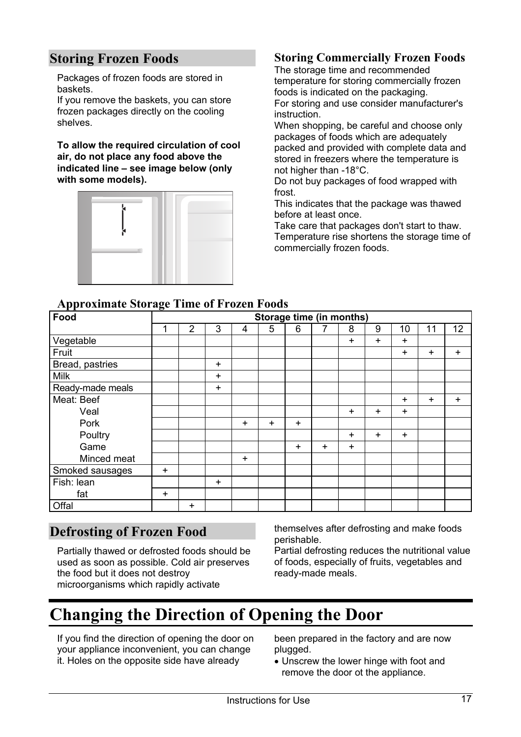## Storing Frozen Foods

Packages of frozen foods are stored in baskets.
If you remove the baskets, you can store frozen packages directly on the cooling shelves.

**To allow the required circulation of cool air, do not place any food above the indicated line – see image below (only with some models).**

### Storing Commercially Frozen Foods

The storage time and recommended temperature for storing commercially frozen foods is indicated on the packaging.
For storing and use consider manufacturer's instruction.
When shopping, be careful and choose only packages of foods which are adequately packed and provided with complete data and stored in freezers where the temperature is not higher than -18°C.
Do not buy packages of food wrapped with frost.
This indicates that the package was thawed before at least once.
Take care that packages don't start to thaw.
Temperature rise shortens the storage time of commercially frozen foods.

### Approximate Storage Time of Frozen Foods

| Food | Storage time (in months) | | | | | | | | | | | |
|---|---|---|---|---|---|---|---|---|---|---|---|---|
| | 1 | 2 | 3 | 4 | 5 | 6 | 7 | 8 | 9 | 10 | 11 | 12 |
| Vegetable | | | | | | | | + | + | + | | |
| Fruit | | | | | | | | | | + | + | + |
| Bread, pastries | | | + | | | | | | | | | |
| Milk | | | + | | | | | | | | | |
| Ready-made meals | | | + | | | | | | | | | |
| Meat: Beef | | | | | | | | | | + | + | + |
| Veal | | | | | | | | + | + | + | | |
| Pork | | | | + | + | + | | | | | | |
| Poultry | | | | | | | | + | + | + | | |
| Game | | | | | | + | + | + | | | | |
| Minced meat | | | | + | | | | | | | | |
| Smoked sausages | + | | | | | | | | | | | |
| Fish: lean | | | + | | | | | | | | | |
| fat | + | | | | | | | | | | | |
| Offal | | + | | | | | | | | | | |

## Defrosting of Frozen Food

Partially thawed or defrosted foods should be used as soon as possible. Cold air preserves the food but it does not destroy microorganisms which rapidly activate themselves after defrosting and make foods perishable.
Partial defrosting reduces the nutritional value of foods, especially of fruits, vegetables and ready-made meals.

# Changing the Direction of Opening the Door

If you find the direction of opening the door on your appliance inconvenient, you can change it. Holes on the opposite side have already been prepared in the factory and are now plugged.

- Unscrew the lower hinge with foot and remove the door ot the appliance.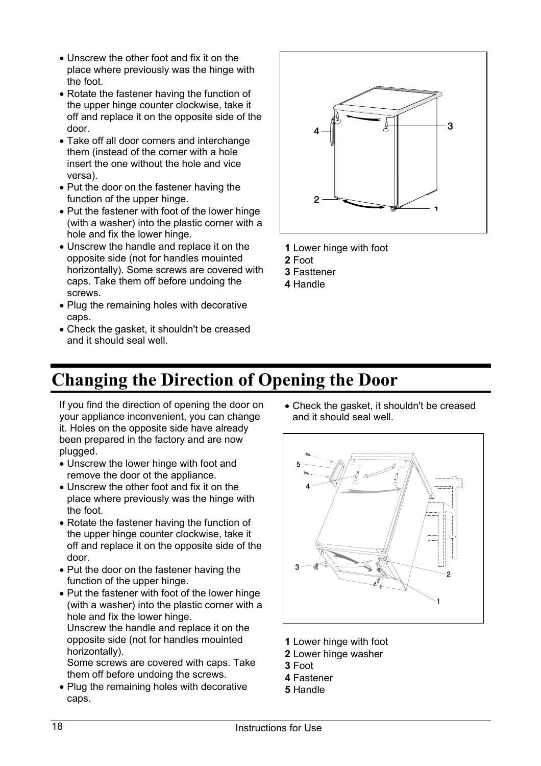- Unscrew the other foot and fix it on the place where previously was the hinge with the foot.
- Rotate the fastener having the function of the upper hinge counter clockwise, take it off and replace it on the opposite side of the door.
- Take off all door corners and interchange them (instead of the corner with a hole insert the one without the hole and vice versa).
- Put the door on the fastener having the function of the upper hinge.
- Put the fastener with foot of the lower hinge (with a washer) into the plastic corner with a hole and fix the lower hinge.
- Unscrew the handle and replace it on the opposite side (not for handles mouinted horizontally). Some screws are covered with caps. Take them off before undoing the screws.
- Plug the remaining holes with decorative caps.
- Check the gasket, it shouldn't be creased and it should seal well.

**1** Lower hinge with foot
**2** Foot
**3** Fasttener
**4** Handle

# Changing the Direction of Opening the Door

If you find the direction of opening the door on your appliance inconvenient, you can change it. Holes on the opposite side have already been prepared in the factory and are now plugged.

- Unscrew the lower hinge with foot and remove the door ot the appliance.
- Unscrew the other foot and fix it on the place where previously was the hinge with the foot.
- Rotate the fastener having the function of the upper hinge counter clockwise, take it off and replace it on the opposite side of the door.
- Put the door on the fastener having the function of the upper hinge.
- Put the fastener with foot of the lower hinge (with a washer) into the plastic corner with a hole and fix the lower hinge.
  Unscrew the handle and replace it on the opposite side (not for handles mouinted horizontally).
  Some screws are covered with caps. Take them off before undoing the screws.
- Plug the remaining holes with decorative caps.
- Check the gasket, it shouldn't be creased and it should seal well.

**1** Lower hinge with foot
**2** Lower hinge washer
**3** Foot
**4** Fastener
**5** Handle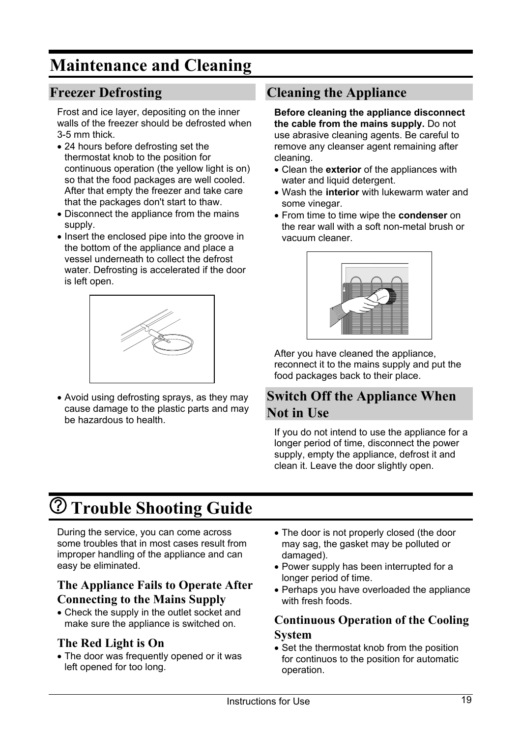# Maintenance and Cleaning

## Freezer Defrosting

Frost and ice layer, depositing on the inner walls of the freezer should be defrosted when 3-5 mm thick.

- 24 hours before defrosting set the thermostat knob to the position for continuous operation (the yellow light is on) so that the food packages are well cooled. After that empty the freezer and take care that the packages don't start to thaw.
- Disconnect the appliance from the mains supply.
- Insert the enclosed pipe into the groove in the bottom of the appliance and place a vessel underneath to collect the defrost water. Defrosting is accelerated if the door is left open.
- Avoid using defrosting sprays, as they may cause damage to the plastic parts and may be hazardous to health.

## Cleaning the Appliance

**Before cleaning the appliance disconnect the cable from the mains supply.** Do not use abrasive cleaning agents. Be careful to remove any cleanser agent remaining after cleaning.

- Clean the **exterior** of the appliances with water and liquid detergent.
- Wash the **interior** with lukewarm water and some vinegar.
- From time to time wipe the **condenser** on the rear wall with a soft non-metal brush or vacuum cleaner.

After you have cleaned the appliance, reconnect it to the mains supply and put the food packages back to their place.

## Switch Off the Appliance When Not in Use

If you do not intend to use the appliance for a longer period of time, disconnect the power supply, empty the appliance, defrost it and clean it. Leave the door slightly open.

# Trouble Shooting Guide

During the service, you can come across some troubles that in most cases result from improper handling of the appliance and can easy be eliminated.

### The Appliance Fails to Operate After Connecting to the Mains Supply

- Check the supply in the outlet socket and make sure the appliance is switched on.

### The Red Light is On

- The door was frequently opened or it was left opened for too long.
- The door is not properly closed (the door may sag, the gasket may be polluted or damaged).
- Power supply has been interrupted for a longer period of time.
- Perhaps you have overloaded the appliance with fresh foods.

### Continuous Operation of the Cooling System

- Set the thermostat knob from the position for continuos to the position for automatic operation.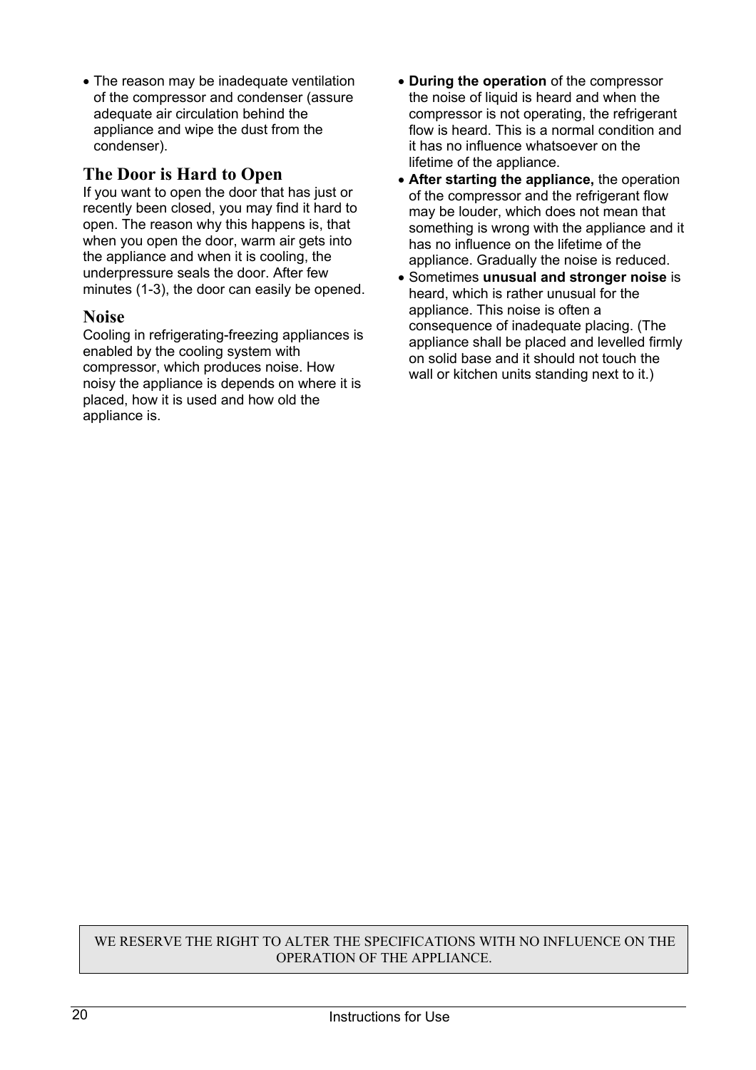- The reason may be inadequate ventilation of the compressor and condenser (assure adequate air circulation behind the appliance and wipe the dust from the condenser).

## The Door is Hard to Open

If you want to open the door that has just or recently been closed, you may find it hard to open. The reason why this happens is, that when you open the door, warm air gets into the appliance and when it is cooling, the underpressure seals the door. After few minutes (1-3), the door can easily be opened.

## Noise

Cooling in refrigerating-freezing appliances is enabled by the cooling system with compressor, which produces noise. How noisy the appliance is depends on where it is placed, how it is used and how old the appliance is.

- **During the operation** of the compressor the noise of liquid is heard and when the compressor is not operating, the refrigerant flow is heard. This is a normal condition and it has no influence whatsoever on the lifetime of the appliance.
- **After starting the appliance,** the operation of the compressor and the refrigerant flow may be louder, which does not mean that something is wrong with the appliance and it has no influence on the lifetime of the appliance. Gradually the noise is reduced.
- Sometimes **unusual and stronger noise** is heard, which is rather unusual for the appliance. This noise is often a consequence of inadequate placing. (The appliance shall be placed and levelled firmly on solid base and it should not touch the wall or kitchen units standing next to it.)

WE RESERVE THE RIGHT TO ALTER THE SPECIFICATIONS WITH NO INFLUENCE ON THE OPERATION OF THE APPLIANCE.